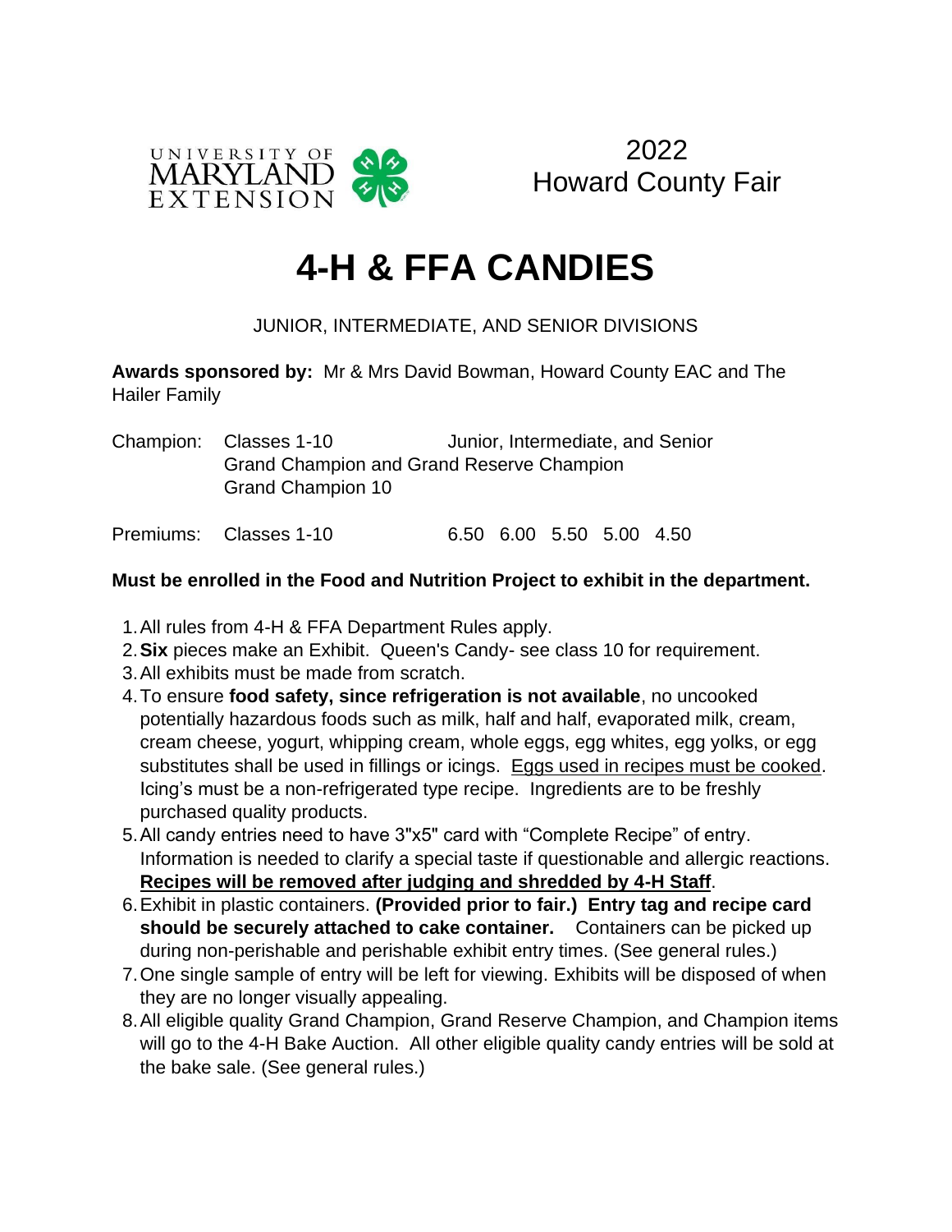UNIVERSITY OF MARYLAND EXTENSION

2022
Howard County Fair

# 4-H & FFA CANDIES

JUNIOR, INTERMEDIATE, AND SENIOR DIVISIONS

**Awards sponsored by:** Mr & Mrs David Bowman, Howard County EAC and The Hailer Family

| | | |
|---|---|---|
| Champion: | Classes 1-10 | Junior, Intermediate, and Senior |
| | Grand Champion and Grand Reserve Champion | |
| | Grand Champion 10 | |
| Premiums: | Classes 1-10 | 6.50 6.00 5.50 5.00 4.50 |

**Must be enrolled in the Food and Nutrition Project to exhibit in the department.**

1. All rules from 4-H & FFA Department Rules apply.
2. **Six** pieces make an Exhibit. Queen's Candy- see class 10 for requirement.
3. All exhibits must be made from scratch.
4. To ensure **food safety, since refrigeration is not available**, no uncooked potentially hazardous foods such as milk, half and half, evaporated milk, cream, cream cheese, yogurt, whipping cream, whole eggs, egg whites, egg yolks, or egg substitutes shall be used in fillings or icings. Eggs used in recipes must be cooked. Icing's must be a non-refrigerated type recipe. Ingredients are to be freshly purchased quality products.
5. All candy entries need to have 3"x5" card with "Complete Recipe" of entry. Information is needed to clarify a special taste if questionable and allergic reactions. **Recipes will be removed after judging and shredded by 4-H Staff**.
6. Exhibit in plastic containers. **(Provided prior to fair.) Entry tag and recipe card should be securely attached to cake container.** Containers can be picked up during non-perishable and perishable exhibit entry times. (See general rules.)
7. One single sample of entry will be left for viewing. Exhibits will be disposed of when they are no longer visually appealing.
8. All eligible quality Grand Champion, Grand Reserve Champion, and Champion items will go to the 4-H Bake Auction. All other eligible quality candy entries will be sold at the bake sale. (See general rules.)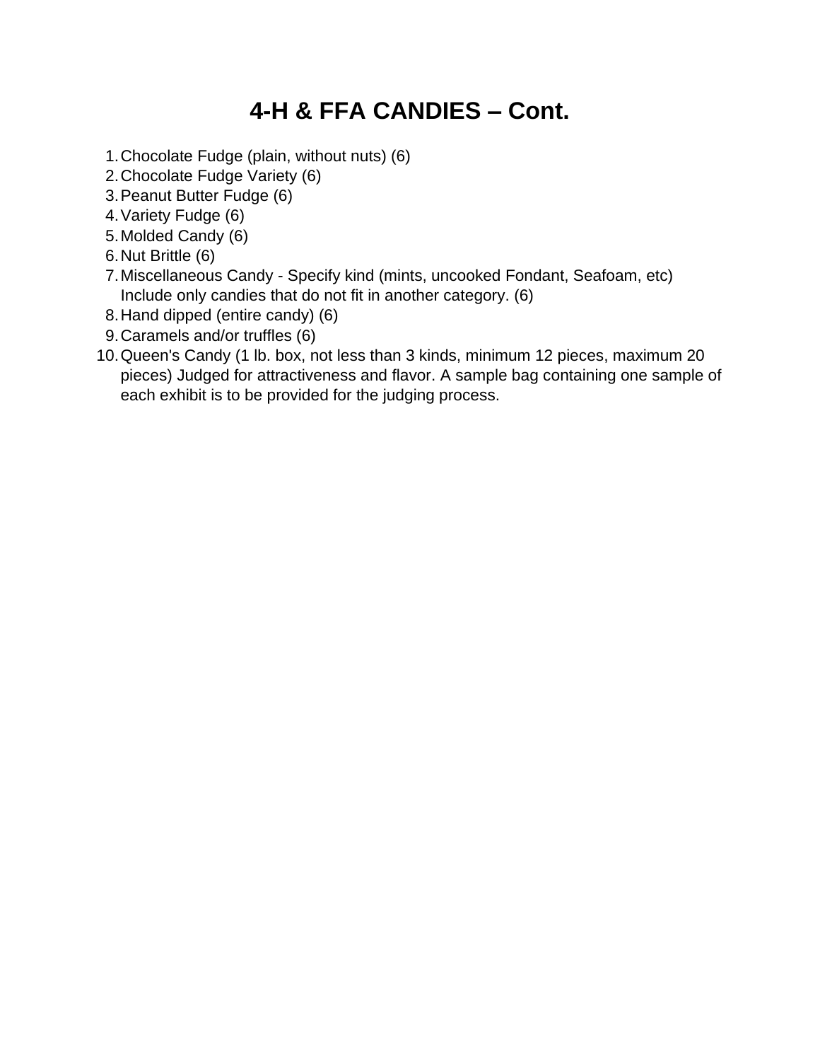# 4-H & FFA CANDIES – Cont.

1. Chocolate Fudge (plain, without nuts) (6)
2. Chocolate Fudge Variety (6)
3. Peanut Butter Fudge (6)
4. Variety Fudge (6)
5. Molded Candy (6)
6. Nut Brittle (6)
7. Miscellaneous Candy - Specify kind (mints, uncooked Fondant, Seafoam, etc) Include only candies that do not fit in another category. (6)
8. Hand dipped (entire candy) (6)
9. Caramels and/or truffles (6)
10. Queen's Candy (1 lb. box, not less than 3 kinds, minimum 12 pieces, maximum 20 pieces) Judged for attractiveness and flavor. A sample bag containing one sample of each exhibit is to be provided for the judging process.